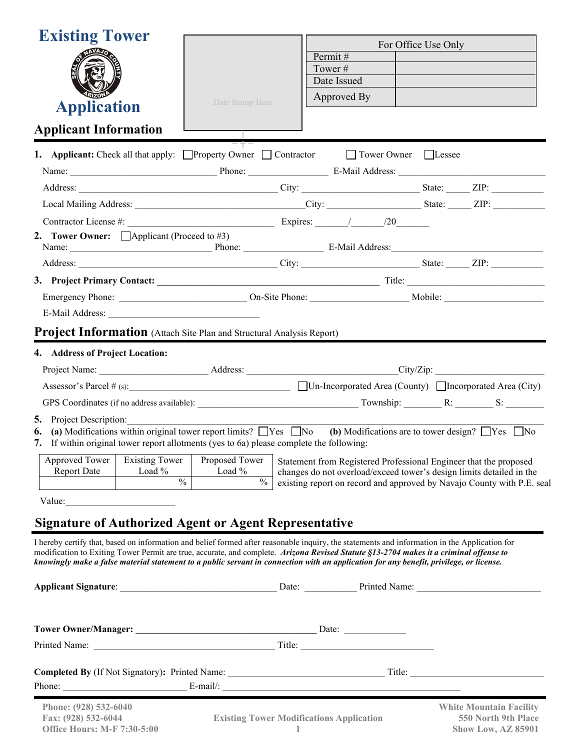# Existing Tower Application

Date Stamp Here

| For Office Use Only | |
|---|---|
| Permit # | |
| Tower # | |
| Date Issued | |
| Approved By | |

## Applicant Information

1. **Applicant:** Check all that apply: ☐ Property Owner ☐ Contractor ☐ Tower Owner ☐ Lessee

   Name: ______________________________ Phone: ________________ E-Mail Address: ______________________________

   Address: __________________________________________ City: ________________________ State: _____ ZIP: ___________

   Local Mailing Address: ___________________________________City: ___________________ State: _____ ZIP: ___________

   Contractor License #: ______________________________ Expires: ______/______/20_______

2. **Tower Owner:** ☐ Applicant (Proceed to #3)

   Name: ____________________________ Phone: ________________ E-Mail Address:________________________________

   Address: __________________________________________ City: ________________________ State: _____ ZIP: ___________

3. **Project Primary Contact:** ______________________________________________ Title: ____________________________

   Emergency Phone: __________________________ On-Site Phone: ____________________ Mobile: _____________________

   E-Mail Address: ________________________________

## Project Information (Attach Site Plan and Structural Analysis Report)

4. **Address of Project Location:**

   Project Name: ______________________ Address: ______________________________City/Zip: ______________________

   Assessor's Parcel # (s):__________________________________ ☐ Un-Incorporated Area (County) ☐ Incorporated Area (City)

   GPS Coordinates (if no address available): __________________________________ Township: ________ R: ________ S: ________

5. Project Description:_____________________________________________________________________________________
6. **(a)** Modifications within original tower report limits? ☐ Yes ☐ No **(b)** Modifications are to tower design? ☐ Yes ☐ No
7. If within original tower report allotments (yes to 6a) please complete the following:

| Approved Tower Report Date | Existing Tower Load % | Proposed Tower Load % |
|---|---|---|
| | % | % |

Statement from Registered Professional Engineer that the proposed changes do not overload/exceed tower's design limits detailed in the existing report on record and approved by Navajo County with P.E. seal

Value:_______________________

## Signature of Authorized Agent or Agent Representative

I hereby certify that, based on information and belief formed after reasonable inquiry, the statements and information in the Application for modification to Exiting Tower Permit are true, accurate, and complete. ***Arizona Revised Statute §13-2704 makes it a criminal offense to knowingly make a false material statement to a public servant in connection with an application for any benefit, privilege, or license.***

**Applicant Signature**: ________________________________ Date: ___________ Printed Name: __________________________

**Tower Owner/Manager:** _____________________________________ Date: _____________

Printed Name: ______________________________________ Title: ____________________________

**Completed By** (If Not Signatory)**:** Printed Name: ________________________________ Title: ____________________________

Phone: __________________________ E-mail/: __________________________________________________

Phone: (928) 532-6040
Fax: (928) 532-6044
Office Hours: M-F 7:30-5:00

Existing Tower Modifications Application

White Mountain Facility
550 North 9th Place
Show Low, AZ 85901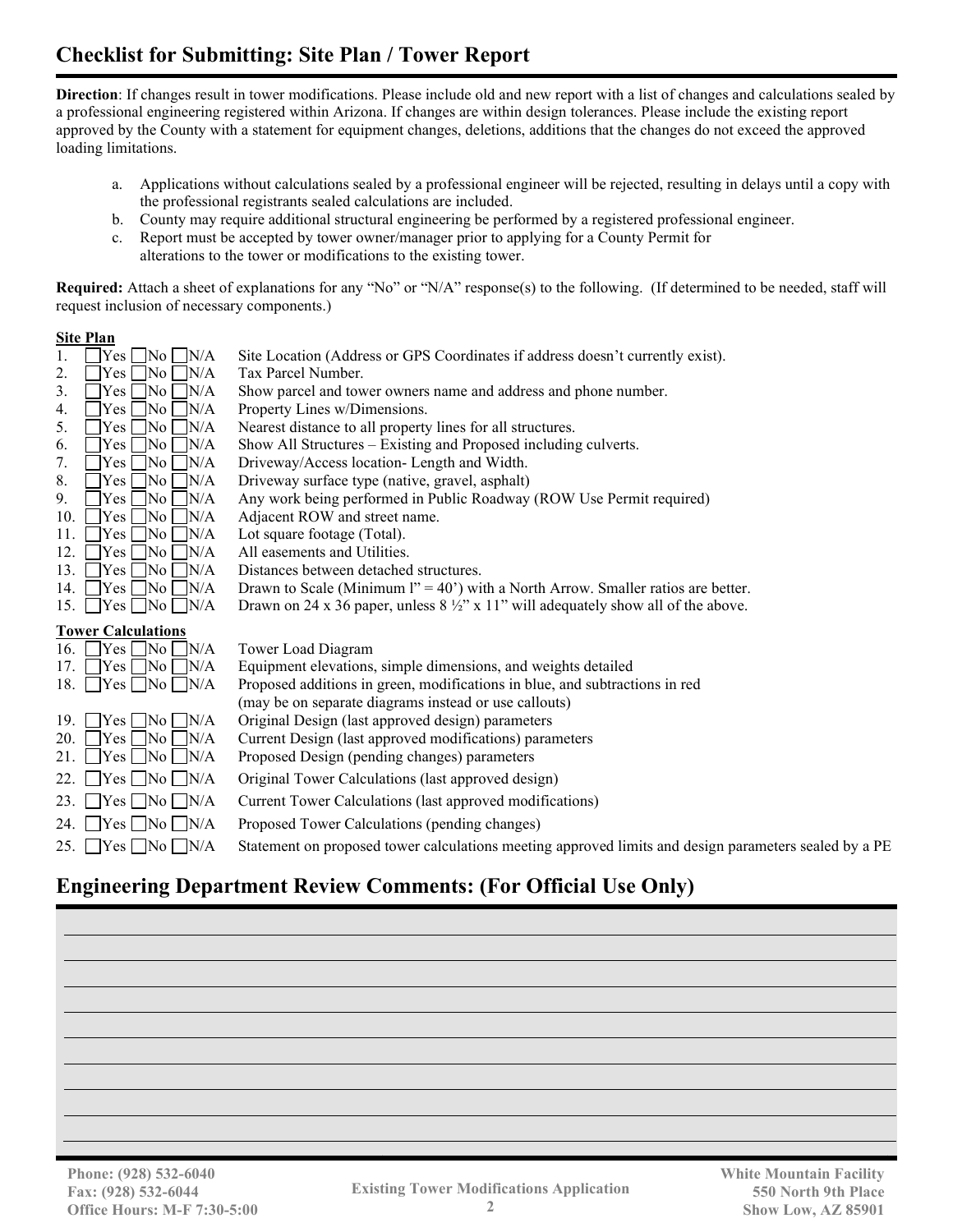## Checklist for Submitting: Site Plan / Tower Report

**Direction**: If changes result in tower modifications. Please include old and new report with a list of changes and calculations sealed by a professional engineering registered within Arizona. If changes are within design tolerances. Please include the existing report approved by the County with a statement for equipment changes, deletions, additions that the changes do not exceed the approved loading limitations.

a. Applications without calculations sealed by a professional engineer will be rejected, resulting in delays until a copy with the professional registrants sealed calculations are included.
b. County may require additional structural engineering be performed by a registered professional engineer.
c. Report must be accepted by tower owner/manager prior to applying for a County Permit for alterations to the tower or modifications to the existing tower.

**Required:** Attach a sheet of explanations for any "No" or "N/A" response(s) to the following. (If determined to be needed, staff will request inclusion of necessary components.)

**Site Plan**

1. ☐Yes ☐No ☐N/A Site Location (Address or GPS Coordinates if address doesn't currently exist).
2. ☐Yes ☐No ☐N/A Tax Parcel Number.
3. ☐Yes ☐No ☐N/A Show parcel and tower owners name and address and phone number.
4. ☐Yes ☐No ☐N/A Property Lines w/Dimensions.
5. ☐Yes ☐No ☐N/A Nearest distance to all property lines for all structures.
6. ☐Yes ☐No ☐N/A Show All Structures – Existing and Proposed including culverts.
7. ☐Yes ☐No ☐N/A Driveway/Access location- Length and Width.
8. ☐Yes ☐No ☐N/A Driveway surface type (native, gravel, asphalt)
9. ☐Yes ☐No ☐N/A Any work being performed in Public Roadway (ROW Use Permit required)
10. ☐Yes ☐No ☐N/A Adjacent ROW and street name.
11. ☐Yes ☐No ☐N/A Lot square footage (Total).
12. ☐Yes ☐No ☐N/A All easements and Utilities.
13. ☐Yes ☐No ☐N/A Distances between detached structures.
14. ☐Yes ☐No ☐N/A Drawn to Scale (Minimum l" = 40') with a North Arrow. Smaller ratios are better.
15. ☐Yes ☐No ☐N/A Drawn on 24 x 36 paper, unless 8 ½" x 11" will adequately show all of the above.

**Tower Calculations**

16. ☐Yes ☐No ☐N/A Tower Load Diagram
17. ☐Yes ☐No ☐N/A Equipment elevations, simple dimensions, and weights detailed
18. ☐Yes ☐No ☐N/A Proposed additions in green, modifications in blue, and subtractions in red (may be on separate diagrams instead or use callouts)
19. ☐Yes ☐No ☐N/A Original Design (last approved design) parameters
20. ☐Yes ☐No ☐N/A Current Design (last approved modifications) parameters
21. ☐Yes ☐No ☐N/A Proposed Design (pending changes) parameters
22. ☐Yes ☐No ☐N/A Original Tower Calculations (last approved design)
23. ☐Yes ☐No ☐N/A Current Tower Calculations (last approved modifications)
24. ☐Yes ☐No ☐N/A Proposed Tower Calculations (pending changes)
25. ☐Yes ☐No ☐N/A Statement on proposed tower calculations meeting approved limits and design parameters sealed by a PE

## Engineering Department Review Comments: (For Official Use Only)

Phone: (928) 532-6040
Fax: (928) 532-6044
Office Hours: M-F 7:30-5:00

Existing Tower Modifications Application

White Mountain Facility
550 North 9th Place
Show Low, AZ 85901